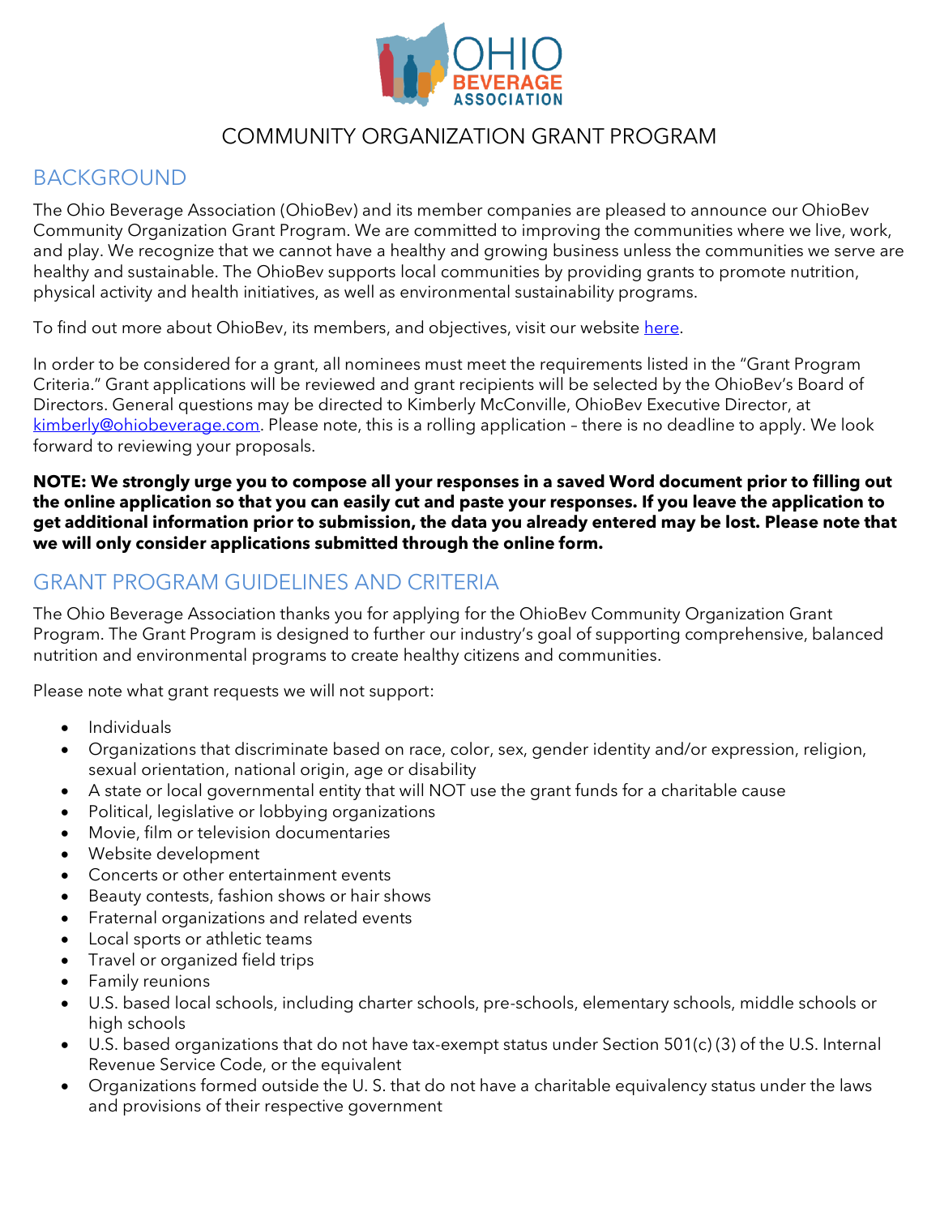# COMMUNITY ORGANIZATION GRANT PROGRAM

## BACKGROUND

The Ohio Beverage Association (OhioBev) and its member companies are pleased to announce our OhioBev Community Organization Grant Program. We are committed to improving the communities where we live, work, and play. We recognize that we cannot have a healthy and growing business unless the communities we serve are healthy and sustainable. The OhioBev supports local communities by providing grants to promote nutrition, physical activity and health initiatives, as well as environmental sustainability programs.

To find out more about OhioBev, its members, and objectives, visit our website [here](#).

In order to be considered for a grant, all nominees must meet the requirements listed in the "Grant Program Criteria." Grant applications will be reviewed and grant recipients will be selected by the OhioBev's Board of Directors. General questions may be directed to Kimberly McConville, OhioBev Executive Director, at kimberly@ohiobeverage.com. Please note, this is a rolling application – there is no deadline to apply. We look forward to reviewing your proposals.

**NOTE: We strongly urge you to compose all your responses in a saved Word document prior to filling out the online application so that you can easily cut and paste your responses. If you leave the application to get additional information prior to submission, the data you already entered may be lost. Please note that we will only consider applications submitted through the online form.**

## GRANT PROGRAM GUIDELINES AND CRITERIA

The Ohio Beverage Association thanks you for applying for the OhioBev Community Organization Grant Program. The Grant Program is designed to further our industry's goal of supporting comprehensive, balanced nutrition and environmental programs to create healthy citizens and communities.

Please note what grant requests we will not support:

- Individuals
- Organizations that discriminate based on race, color, sex, gender identity and/or expression, religion, sexual orientation, national origin, age or disability
- A state or local governmental entity that will NOT use the grant funds for a charitable cause
- Political, legislative or lobbying organizations
- Movie, film or television documentaries
- Website development
- Concerts or other entertainment events
- Beauty contests, fashion shows or hair shows
- Fraternal organizations and related events
- Local sports or athletic teams
- Travel or organized field trips
- Family reunions
- U.S. based local schools, including charter schools, pre-schools, elementary schools, middle schools or high schools
- U.S. based organizations that do not have tax-exempt status under Section 501(c)(3) of the U.S. Internal Revenue Service Code, or the equivalent
- Organizations formed outside the U. S. that do not have a charitable equivalency status under the laws and provisions of their respective government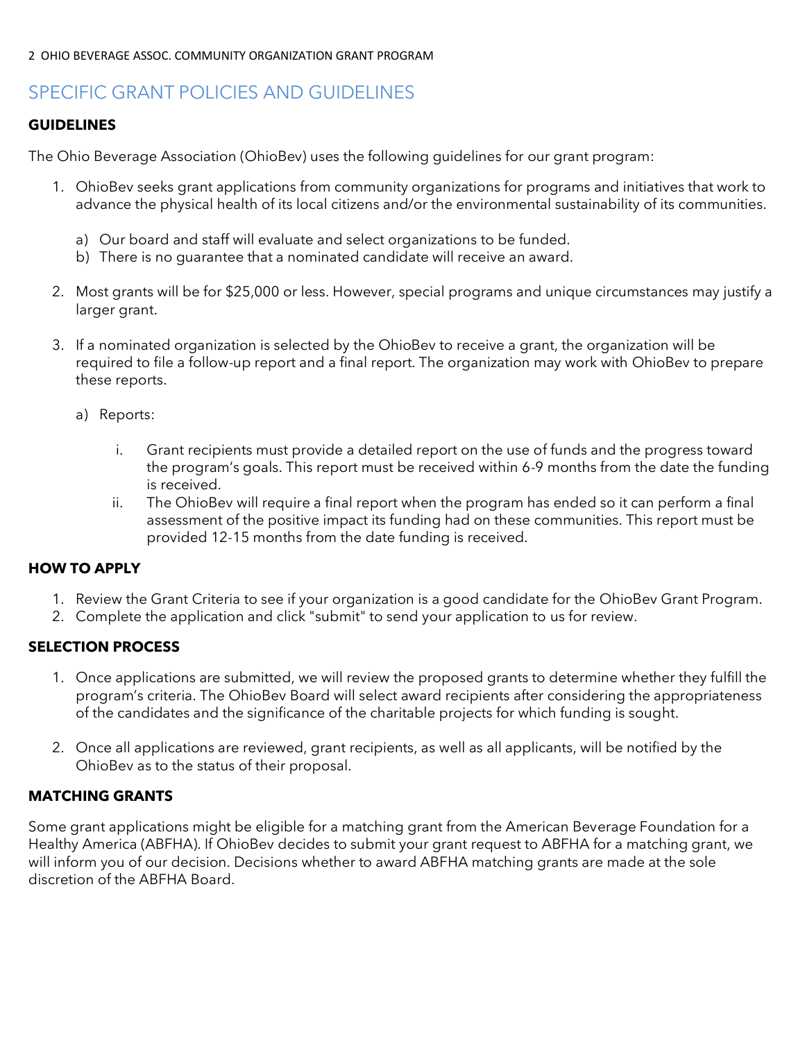## SPECIFIC GRANT POLICIES AND GUIDELINES

### GUIDELINES

The Ohio Beverage Association (OhioBev) uses the following guidelines for our grant program:

1. OhioBev seeks grant applications from community organizations for programs and initiatives that work to advance the physical health of its local citizens and/or the environmental sustainability of its communities.

   a) Our board and staff will evaluate and select organizations to be funded.
   b) There is no guarantee that a nominated candidate will receive an award.

2. Most grants will be for $25,000 or less. However, special programs and unique circumstances may justify a larger grant.

3. If a nominated organization is selected by the OhioBev to receive a grant, the organization will be required to file a follow-up report and a final report. The organization may work with OhioBev to prepare these reports.

   a) Reports:

      i. Grant recipients must provide a detailed report on the use of funds and the progress toward the program's goals. This report must be received within 6-9 months from the date the funding is received.
      ii. The OhioBev will require a final report when the program has ended so it can perform a final assessment of the positive impact its funding had on these communities. This report must be provided 12-15 months from the date funding is received.

### HOW TO APPLY

1. Review the Grant Criteria to see if your organization is a good candidate for the OhioBev Grant Program.
2. Complete the application and click "submit" to send your application to us for review.

### SELECTION PROCESS

1. Once applications are submitted, we will review the proposed grants to determine whether they fulfill the program's criteria. The OhioBev Board will select award recipients after considering the appropriateness of the candidates and the significance of the charitable projects for which funding is sought.

2. Once all applications are reviewed, grant recipients, as well as all applicants, will be notified by the OhioBev as to the status of their proposal.

### MATCHING GRANTS

Some grant applications might be eligible for a matching grant from the American Beverage Foundation for a Healthy America (ABFHA). If OhioBev decides to submit your grant request to ABFHA for a matching grant, we will inform you of our decision. Decisions whether to award ABFHA matching grants are made at the sole discretion of the ABFHA Board.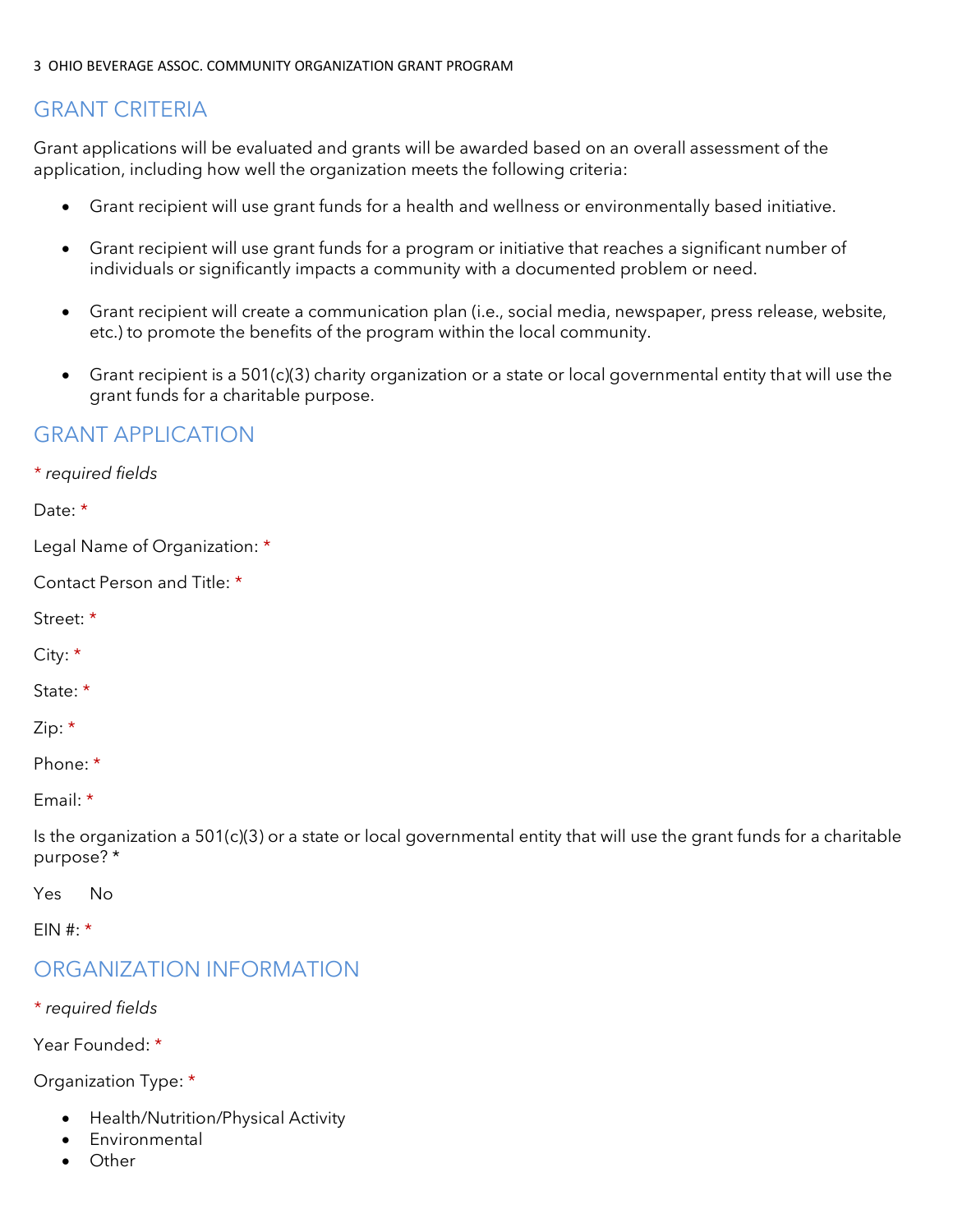## GRANT CRITERIA

Grant applications will be evaluated and grants will be awarded based on an overall assessment of the application, including how well the organization meets the following criteria:

- Grant recipient will use grant funds for a health and wellness or environmentally based initiative.
- Grant recipient will use grant funds for a program or initiative that reaches a significant number of individuals or significantly impacts a community with a documented problem or need.
- Grant recipient will create a communication plan (i.e., social media, newspaper, press release, website, etc.) to promote the benefits of the program within the local community.
- Grant recipient is a 501(c)(3) charity organization or a state or local governmental entity that will use the grant funds for a charitable purpose.

## GRANT APPLICATION

*\* required fields*

Date: *

Legal Name of Organization: *

Contact Person and Title: *

Street: *

City: *

State: *

Zip: *

Phone: *

Email: *

Is the organization a 501(c)(3) or a state or local governmental entity that will use the grant funds for a charitable purpose? *

Yes  No

EIN #: *

## ORGANIZATION INFORMATION

*\* required fields*

Year Founded: *

Organization Type: *

- Health/Nutrition/Physical Activity
- Environmental
- Other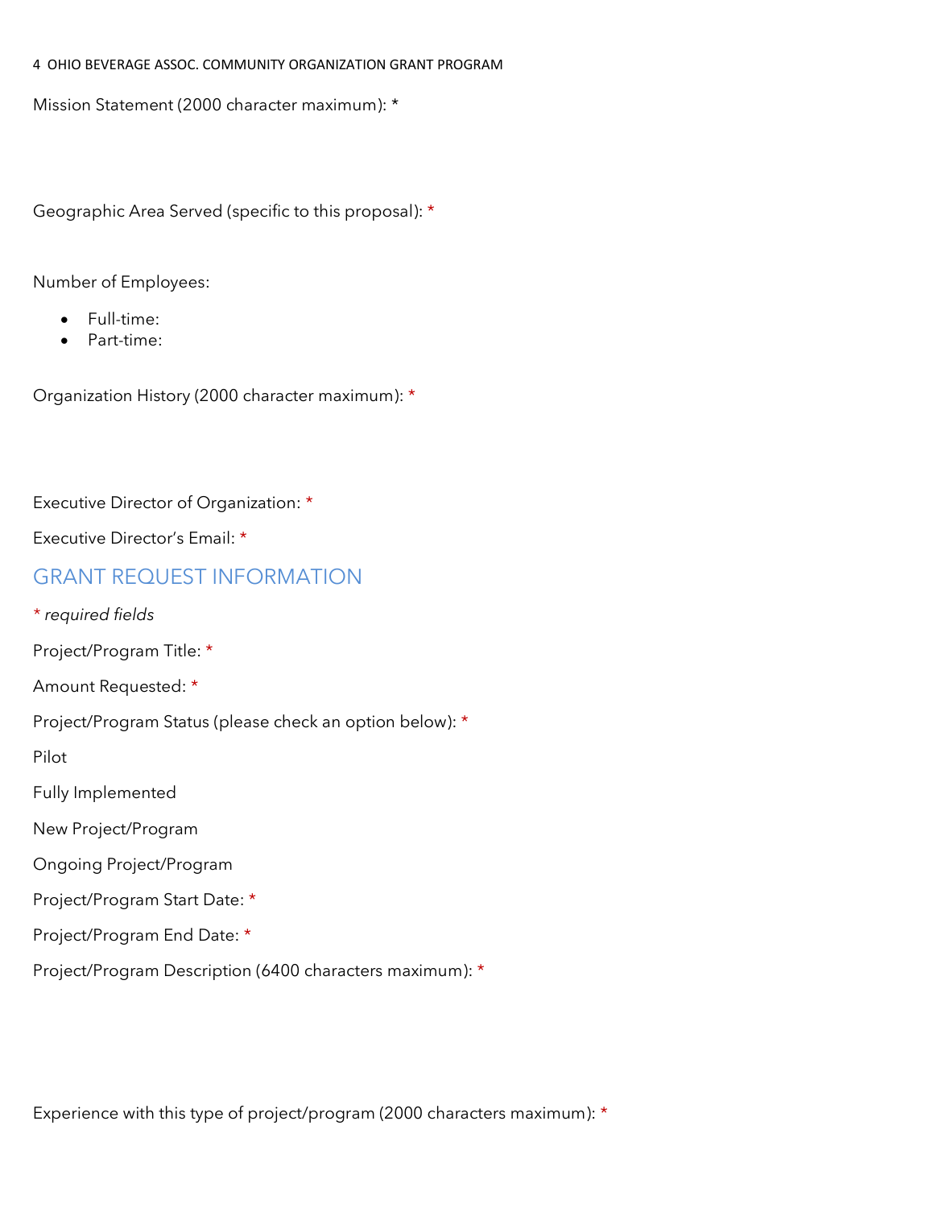Mission Statement (2000 character maximum): *

Geographic Area Served (specific to this proposal): *

Number of Employees:

- Full-time:
- Part-time:

Organization History (2000 character maximum): *

Executive Director of Organization: *

Executive Director's Email: *

## GRANT REQUEST INFORMATION

* *required fields*

Project/Program Title: *

Amount Requested: *

Project/Program Status (please check an option below): *

Pilot

Fully Implemented

New Project/Program

Ongoing Project/Program

Project/Program Start Date: *

Project/Program End Date: *

Project/Program Description (6400 characters maximum): *

Experience with this type of project/program (2000 characters maximum): *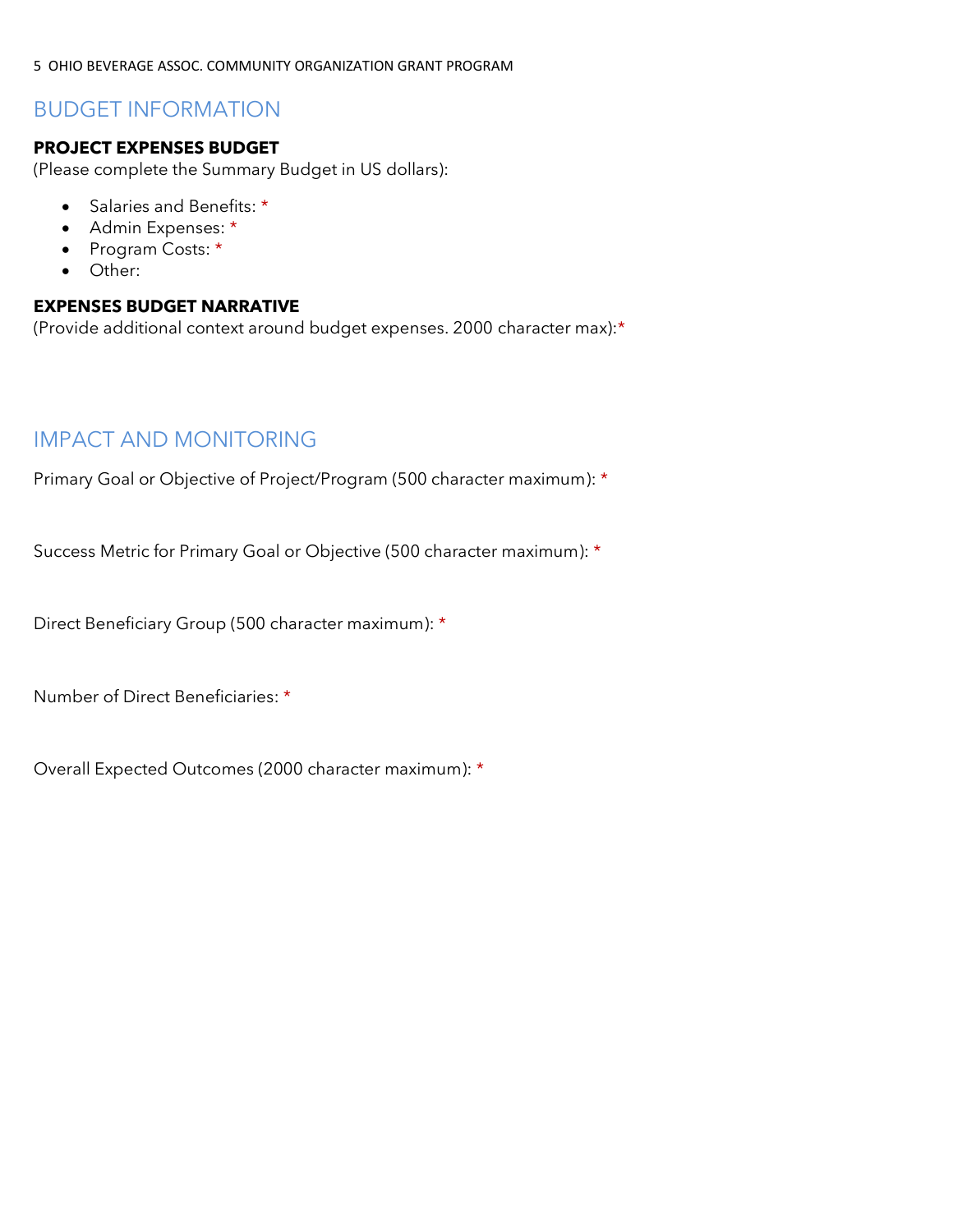## BUDGET INFORMATION

**PROJECT EXPENSES BUDGET**
(Please complete the Summary Budget in US dollars):

- Salaries and Benefits: *
- Admin Expenses: *
- Program Costs: *
- Other:

**EXPENSES BUDGET NARRATIVE**
(Provide additional context around budget expenses. 2000 character max):*

## IMPACT AND MONITORING

Primary Goal or Objective of Project/Program (500 character maximum): *

Success Metric for Primary Goal or Objective (500 character maximum): *

Direct Beneficiary Group (500 character maximum): *

Number of Direct Beneficiaries: *

Overall Expected Outcomes (2000 character maximum): *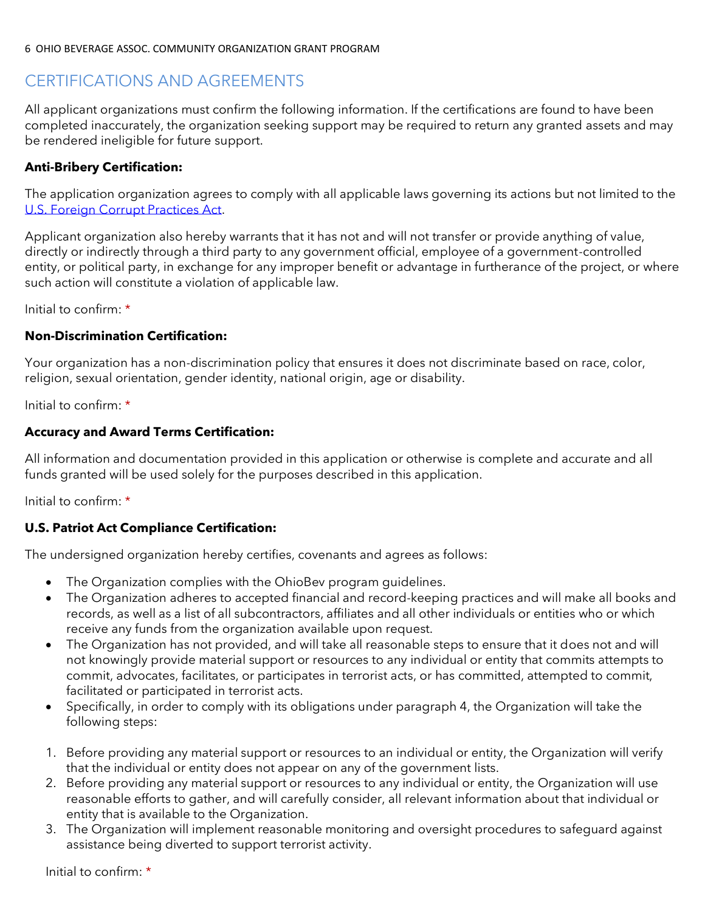## CERTIFICATIONS AND AGREEMENTS

All applicant organizations must confirm the following information. If the certifications are found to have been completed inaccurately, the organization seeking support may be required to return any granted assets and may be rendered ineligible for future support.

**Anti-Bribery Certification:**

The application organization agrees to comply with all applicable laws governing its actions but not limited to the U.S. Foreign Corrupt Practices Act.

Applicant organization also hereby warrants that it has not and will not transfer or provide anything of value, directly or indirectly through a third party to any government official, employee of a government-controlled entity, or political party, in exchange for any improper benefit or advantage in furtherance of the project, or where such action will constitute a violation of applicable law.

Initial to confirm: *

**Non-Discrimination Certification:**

Your organization has a non-discrimination policy that ensures it does not discriminate based on race, color, religion, sexual orientation, gender identity, national origin, age or disability.

Initial to confirm: *

**Accuracy and Award Terms Certification:**

All information and documentation provided in this application or otherwise is complete and accurate and all funds granted will be used solely for the purposes described in this application.

Initial to confirm: *

**U.S. Patriot Act Compliance Certification:**

The undersigned organization hereby certifies, covenants and agrees as follows:

- The Organization complies with the OhioBev program guidelines.
- The Organization adheres to accepted financial and record-keeping practices and will make all books and records, as well as a list of all subcontractors, affiliates and all other individuals or entities who or which receive any funds from the organization available upon request.
- The Organization has not provided, and will take all reasonable steps to ensure that it does not and will not knowingly provide material support or resources to any individual or entity that commits attempts to commit, advocates, facilitates, or participates in terrorist acts, or has committed, attempted to commit, facilitated or participated in terrorist acts.
- Specifically, in order to comply with its obligations under paragraph 4, the Organization will take the following steps:

1. Before providing any material support or resources to an individual or entity, the Organization will verify that the individual or entity does not appear on any of the government lists.
2. Before providing any material support or resources to any individual or entity, the Organization will use reasonable efforts to gather, and will carefully consider, all relevant information about that individual or entity that is available to the Organization.
3. The Organization will implement reasonable monitoring and oversight procedures to safeguard against assistance being diverted to support terrorist activity.

Initial to confirm: *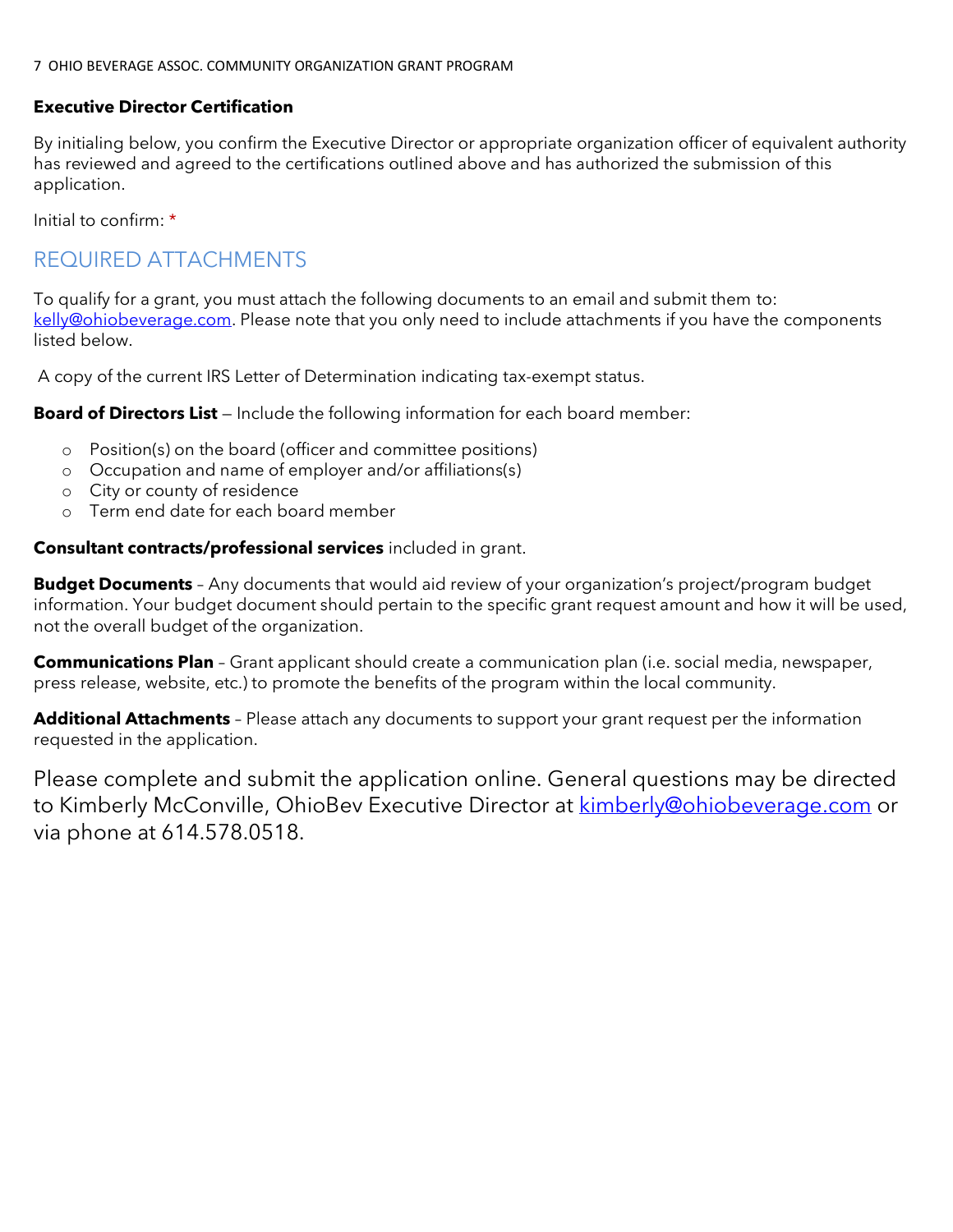**Executive Director Certification**

By initialing below, you confirm the Executive Director or appropriate organization officer of equivalent authority has reviewed and agreed to the certifications outlined above and has authorized the submission of this application.

Initial to confirm: *

## REQUIRED ATTACHMENTS

To qualify for a grant, you must attach the following documents to an email and submit them to: kelly@ohiobeverage.com. Please note that you only need to include attachments if you have the components listed below.

A copy of the current IRS Letter of Determination indicating tax-exempt status.

**Board of Directors List** – Include the following information for each board member:

- Position(s) on the board (officer and committee positions)
- Occupation and name of employer and/or affiliations(s)
- City or county of residence
- Term end date for each board member

**Consultant contracts/professional services** included in grant.

**Budget Documents** – Any documents that would aid review of your organization's project/program budget information. Your budget document should pertain to the specific grant request amount and how it will be used, not the overall budget of the organization.

**Communications Plan** – Grant applicant should create a communication plan (i.e. social media, newspaper, press release, website, etc.) to promote the benefits of the program within the local community.

**Additional Attachments** – Please attach any documents to support your grant request per the information requested in the application.

Please complete and submit the application online. General questions may be directed to Kimberly McConville, OhioBev Executive Director at kimberly@ohiobeverage.com or via phone at 614.578.0518.